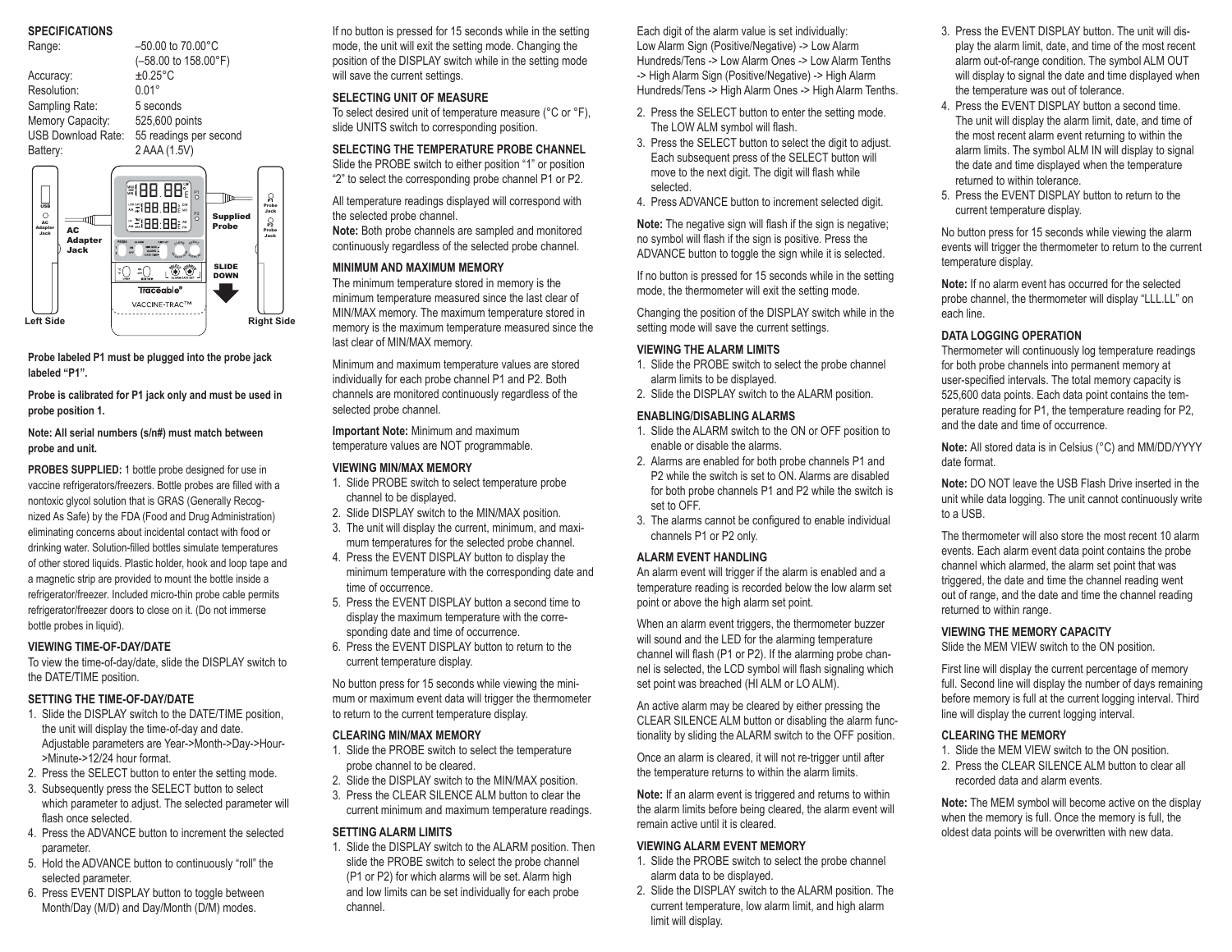## SPECIFICATIONS

| | |
|---|---|
| Range: | –50.00 to 70.00°C (–58.00 to 158.00°F) |
| Accuracy: | ±0.25°C |
| Resolution: | 0.01° |
| Sampling Rate: | 5 seconds |
| Memory Capacity: | 525,600 points |
| USB Download Rate: | 55 readings per second |
| Battery: | 2 AAA (1.5V) |

Left Side — USB, AC Adapter Jack — AC Adapter Jack — Supplied Probe — SLIDE DOWN — Probe Jack — Right Side

Traceable® VACCINE-TRAC™

**Probe labeled P1 must be plugged into the probe jack labeled "P1".**

**Probe is calibrated for P1 jack only and must be used in probe position 1.**

**Note: All serial numbers (s/n#) must match between probe and unit.**

**PROBES SUPPLIED:** 1 bottle probe designed for use in vaccine refrigerators/freezers. Bottle probes are filled with a nontoxic glycol solution that is GRAS (Generally Recognized As Safe) by the FDA (Food and Drug Administration) eliminating concerns about incidental contact with food or drinking water. Solution-filled bottles simulate temperatures of other stored liquids. Plastic holder, hook and loop tape and a magnetic strip are provided to mount the bottle inside a refrigerator/freezer. Included micro-thin probe cable permits refrigerator/freezer doors to close on it. (Do not immerse bottle probes in liquid).

### VIEWING TIME-OF-DAY/DATE

To view the time-of-day/date, slide the DISPLAY switch to the DATE/TIME position.

### SETTING THE TIME-OF-DAY/DATE

1. Slide the DISPLAY switch to the DATE/TIME position, the unit will display the time-of-day and date. Adjustable parameters are Year->Month->Day->Hour->Minute->12/24 hour format.
2. Press the SELECT button to enter the setting mode.
3. Subsequently press the SELECT button to select which parameter to adjust. The selected parameter will flash once selected.
4. Press the ADVANCE button to increment the selected parameter.
5. Hold the ADVANCE button to continuously "roll" the selected parameter.
6. Press EVENT DISPLAY button to toggle between Month/Day (M/D) and Day/Month (D/M) modes.

If no button is pressed for 15 seconds while in the setting mode, the unit will exit the setting mode. Changing the position of the DISPLAY switch while in the setting mode will save the current settings.

### SELECTING UNIT OF MEASURE

To select desired unit of temperature measure (°C or °F), slide UNITS switch to corresponding position.

### SELECTING THE TEMPERATURE PROBE CHANNEL

Slide the PROBE switch to either position "1" or position "2" to select the corresponding probe channel P1 or P2.

All temperature readings displayed will correspond with the selected probe channel.

**Note:** Both probe channels are sampled and monitored continuously regardless of the selected probe channel.

### MINIMUM AND MAXIMUM MEMORY

The minimum temperature stored in memory is the minimum temperature measured since the last clear of MIN/MAX memory. The maximum temperature stored in memory is the maximum temperature measured since the last clear of MIN/MAX memory.

Minimum and maximum temperature values are stored individually for each probe channel P1 and P2. Both channels are monitored continuously regardless of the selected probe channel.

**Important Note:** Minimum and maximum temperature values are NOT programmable.

### VIEWING MIN/MAX MEMORY

1. Slide PROBE switch to select temperature probe channel to be displayed.
2. Slide DISPLAY switch to the MIN/MAX position.
3. The unit will display the current, minimum, and maximum temperatures for the selected probe channel.
4. Press the EVENT DISPLAY button to display the minimum temperature with the corresponding date and time of occurrence.
5. Press the EVENT DISPLAY button a second time to display the maximum temperature with the corresponding date and time of occurrence.
6. Press the EVENT DISPLAY button to return to the current temperature display.

No button press for 15 seconds while viewing the minimum or maximum event data will trigger the thermometer to return to the current temperature display.

### CLEARING MIN/MAX MEMORY

1. Slide the PROBE switch to select the temperature probe channel to be cleared.
2. Slide the DISPLAY switch to the MIN/MAX position.
3. Press the CLEAR SILENCE ALM button to clear the current minimum and maximum temperature readings.

### SETTING ALARM LIMITS

1. Slide the DISPLAY switch to the ALARM position. Then slide the PROBE switch to select the probe channel (P1 or P2) for which alarms will be set. Alarm high and low limits can be set individually for each probe channel.

Each digit of the alarm value is set individually: Low Alarm Sign (Positive/Negative) -> Low Alarm Hundreds/Tens -> Low Alarm Ones -> Low Alarm Tenths -> High Alarm Sign (Positive/Negative) -> High Alarm Hundreds/Tens -> High Alarm Ones -> High Alarm Tenths.

2. Press the SELECT button to enter the setting mode. The LOW ALM symbol will flash.
3. Press the SELECT button to select the digit to adjust. Each subsequent press of the SELECT button will move to the next digit. The digit will flash while selected.
4. Press ADVANCE button to increment selected digit.

**Note:** The negative sign will flash if the sign is negative; no symbol will flash if the sign is positive. Press the ADVANCE button to toggle the sign while it is selected.

If no button is pressed for 15 seconds while in the setting mode, the thermometer will exit the setting mode.

Changing the position of the DISPLAY switch while in the setting mode will save the current settings.

### VIEWING THE ALARM LIMITS

1. Slide the PROBE switch to select the probe channel alarm limits to be displayed.
2. Slide the DISPLAY switch to the ALARM position.

### ENABLING/DISABLING ALARMS

1. Slide the ALARM switch to the ON or OFF position to enable or disable the alarms.
2. Alarms are enabled for both probe channels P1 and P2 while the switch is set to ON. Alarms are disabled for both probe channels P1 and P2 while the switch is set to OFF.
3. The alarms cannot be configured to enable individual channels P1 or P2 only.

### ALARM EVENT HANDLING

An alarm event will trigger if the alarm is enabled and a temperature reading is recorded below the low alarm set point or above the high alarm set point.

When an alarm event triggers, the thermometer buzzer will sound and the LED for the alarming temperature channel will flash (P1 or P2). If the alarming probe channel is selected, the LCD symbol will flash signaling which set point was breached (HI ALM or LO ALM).

An active alarm may be cleared by either pressing the CLEAR SILENCE ALM button or disabling the alarm functionality by sliding the ALARM switch to the OFF position.

Once an alarm is cleared, it will not re-trigger until after the temperature returns to within the alarm limits.

**Note:** If an alarm event is triggered and returns to within the alarm limits before being cleared, the alarm event will remain active until it is cleared.

### VIEWING ALARM EVENT MEMORY

1. Slide the PROBE switch to select the probe channel alarm data to be displayed.
2. Slide the DISPLAY switch to the ALARM position. The current temperature, low alarm limit, and high alarm limit will display.
3. Press the EVENT DISPLAY button. The unit will display the alarm limit, date, and time of the most recent alarm out-of-range condition. The symbol ALM OUT will display to signal the date and time displayed when the temperature was out of tolerance.
4. Press the EVENT DISPLAY button a second time. The unit will display the alarm limit, date, and time of the most recent alarm event returning to within the alarm limits. The symbol ALM IN will display to signal the date and time displayed when the temperature returned to within tolerance.
5. Press the EVENT DISPLAY button to return to the current temperature display.

No button press for 15 seconds while viewing the alarm events will trigger the thermometer to return to the current temperature display.

**Note:** If no alarm event has occurred for the selected probe channel, the thermometer will display "LLL.LL" on each line.

### DATA LOGGING OPERATION

Thermometer will continuously log temperature readings for both probe channels into permanent memory at user-specified intervals. The total memory capacity is 525,600 data points. Each data point contains the temperature reading for P1, the temperature reading for P2, and the date and time of occurrence.

**Note:** All stored data is in Celsius (°C) and MM/DD/YYYY date format.

**Note:** DO NOT leave the USB Flash Drive inserted in the unit while data logging. The unit cannot continuously write to a USB.

The thermometer will also store the most recent 10 alarm events. Each alarm event data point contains the probe channel which alarmed, the alarm set point that was triggered, the date and time the channel reading went out of range, and the date and time the channel reading returned to within range.

### VIEWING THE MEMORY CAPACITY

Slide the MEM VIEW switch to the ON position.

First line will display the current percentage of memory full. Second line will display the number of days remaining before memory is full at the current logging interval. Third line will display the current logging interval.

### CLEARING THE MEMORY

1. Slide the MEM VIEW switch to the ON position.
2. Press the CLEAR SILENCE ALM button to clear all recorded data and alarm events.

**Note:** The MEM symbol will become active on the display when the memory is full. Once the memory is full, the oldest data points will be overwritten with new data.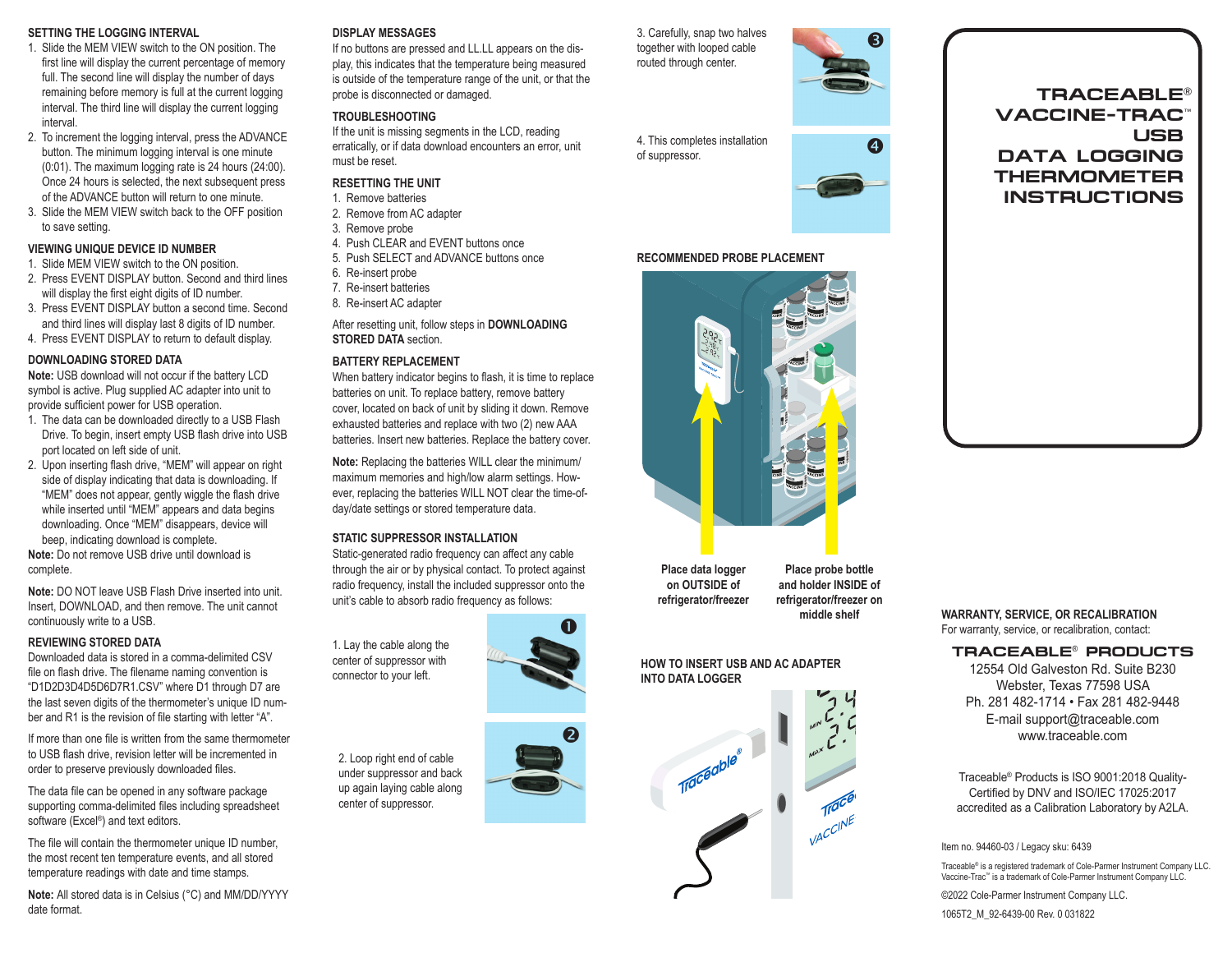### SETTING THE LOGGING INTERVAL

1. Slide the MEM VIEW switch to the ON position. The first line will display the current percentage of memory full. The second line will display the number of days remaining before memory is full at the current logging interval. The third line will display the current logging interval.
2. To increment the logging interval, press the ADVANCE button. The minimum logging interval is one minute (0:01). The maximum logging rate is 24 hours (24:00). Once 24 hours is selected, the next subsequent press of the ADVANCE button will return to one minute.
3. Slide the MEM VIEW switch back to the OFF position to save setting.

### VIEWING UNIQUE DEVICE ID NUMBER

1. Slide MEM VIEW switch to the ON position.
2. Press EVENT DISPLAY button. Second and third lines will display the first eight digits of ID number.
3. Press EVENT DISPLAY button a second time. Second and third lines will display last 8 digits of ID number.
4. Press EVENT DISPLAY to return to default display.

### DOWNLOADING STORED DATA

**Note:** USB download will not occur if the battery LCD symbol is active. Plug supplied AC adapter into unit to provide sufficient power for USB operation.

1. The data can be downloaded directly to a USB Flash Drive. To begin, insert empty USB flash drive into USB port located on left side of unit.
2. Upon inserting flash drive, "MEM" will appear on right side of display indicating that data is downloading. If "MEM" does not appear, gently wiggle the flash drive while inserted until "MEM" appears and data begins downloading. Once "MEM" disappears, device will beep, indicating download is complete.

**Note:** Do not remove USB drive until download is complete.

**Note:** DO NOT leave USB Flash Drive inserted into unit. Insert, DOWNLOAD, and then remove. The unit cannot continuously write to a USB.

### REVIEWING STORED DATA

Downloaded data is stored in a comma-delimited CSV file on flash drive. The filename naming convention is "D1D2D3D4D5D6D7R1.CSV" where D1 through D7 are the last seven digits of the thermometer's unique ID number and R1 is the revision of file starting with letter "A".

If more than one file is written from the same thermometer to USB flash drive, revision letter will be incremented in order to preserve previously downloaded files.

The data file can be opened in any software package supporting comma-delimited files including spreadsheet software (Excel®) and text editors.

The file will contain the thermometer unique ID number, the most recent ten temperature events, and all stored temperature readings with date and time stamps.

**Note:** All stored data is in Celsius (°C) and MM/DD/YYYY date format.

### DISPLAY MESSAGES

If no buttons are pressed and LL.LL appears on the display, this indicates that the temperature being measured is outside of the temperature range of the unit, or that the probe is disconnected or damaged.

### TROUBLESHOOTING

If the unit is missing segments in the LCD, reading erratically, or if data download encounters an error, unit must be reset.

### RESETTING THE UNIT

1. Remove batteries
2. Remove from AC adapter
3. Remove probe
4. Push CLEAR and EVENT buttons once
5. Push SELECT and ADVANCE buttons once
6. Re-insert probe
7. Re-insert batteries
8. Re-insert AC adapter

After resetting unit, follow steps in **DOWNLOADING STORED DATA** section.

### BATTERY REPLACEMENT

When battery indicator begins to flash, it is time to replace batteries on unit. To replace battery, remove battery cover, located on back of unit by sliding it down. Remove exhausted batteries and replace with two (2) new AAA batteries. Insert new batteries. Replace the battery cover.

**Note:** Replacing the batteries WILL clear the minimum/maximum memories and high/low alarm settings. However, replacing the batteries WILL NOT clear the time-of-day/date settings or stored temperature data.

### STATIC SUPPRESSOR INSTALLATION

Static-generated radio frequency can affect any cable through the air or by physical contact. To protect against radio frequency, install the included suppressor onto the unit's cable to absorb radio frequency as follows:

1. Lay the cable along the center of suppressor with connector to your left.

2. Loop right end of cable under suppressor and back up again laying cable along center of suppressor.

3. Carefully, snap two halves together with looped cable routed through center.

4. This completes installation of suppressor.

### RECOMMENDED PROBE PLACEMENT

Place data logger on OUTSIDE of refrigerator/freezer

Place probe bottle and holder INSIDE of refrigerator/freezer on middle shelf

### HOW TO INSERT USB AND AC ADAPTER INTO DATA LOGGER

# TRACEABLE® VACCINE-TRAC™ USB DATA LOGGING THERMOMETER INSTRUCTIONS

### WARRANTY, SERVICE, OR RECALIBRATION

For warranty, service, or recalibration, contact:

**TRACEABLE® PRODUCTS**
12554 Old Galveston Rd. Suite B230
Webster, Texas 77598 USA
Ph. 281 482-1714 • Fax 281 482-9448
E-mail support@traceable.com
www.traceable.com

Traceable® Products is ISO 9001:2018 Quality-Certified by DNV and ISO/IEC 17025:2017 accredited as a Calibration Laboratory by A2LA.

Item no. 94460-03 / Legacy sku: 6439

Traceable® is a registered trademark of Cole-Parmer Instrument Company LLC.
Vaccine-Trac™ is a trademark of Cole-Parmer Instrument Company LLC.

©2022 Cole-Parmer Instrument Company LLC.

1065T2_M_92-6439-00 Rev. 0 031822